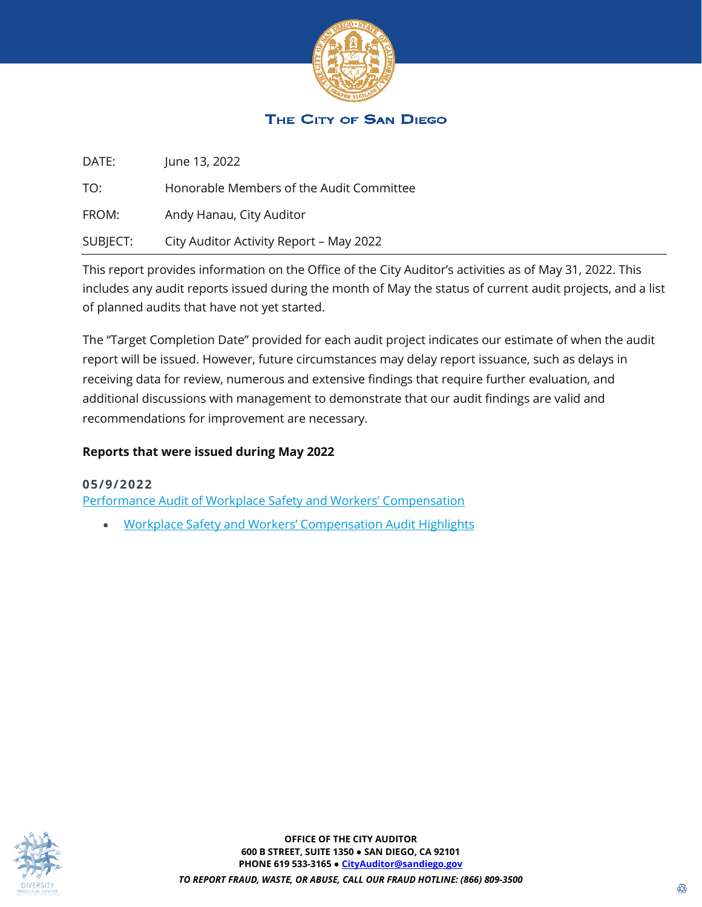THE CITY OF SAN DIEGO

| | |
|---|---|
| DATE: | June 13, 2022 |
| TO: | Honorable Members of the Audit Committee |
| FROM: | Andy Hanau, City Auditor |
| SUBJECT: | City Auditor Activity Report – May 2022 |

This report provides information on the Office of the City Auditor's activities as of May 31, 2022. This includes any audit reports issued during the month of May the status of current audit projects, and a list of planned audits that have not yet started.

The "Target Completion Date" provided for each audit project indicates our estimate of when the audit report will be issued. However, future circumstances may delay report issuance, such as delays in receiving data for review, numerous and extensive findings that require further evaluation, and additional discussions with management to demonstrate that our audit findings are valid and recommendations for improvement are necessary.

**Reports that were issued during May 2022**

**05/9/2022**

Performance Audit of Workplace Safety and Workers' Compensation

- Workplace Safety and Workers' Compensation Audit Highlights

**OFFICE OF THE CITY AUDITOR**
**600 B STREET, SUITE 1350 • SAN DIEGO, CA 92101**
**PHONE 619 533-3165 • CityAuditor@sandiego.gov**

***TO REPORT FRAUD, WASTE, OR ABUSE, CALL OUR FRAUD HOTLINE: (866) 809-3500***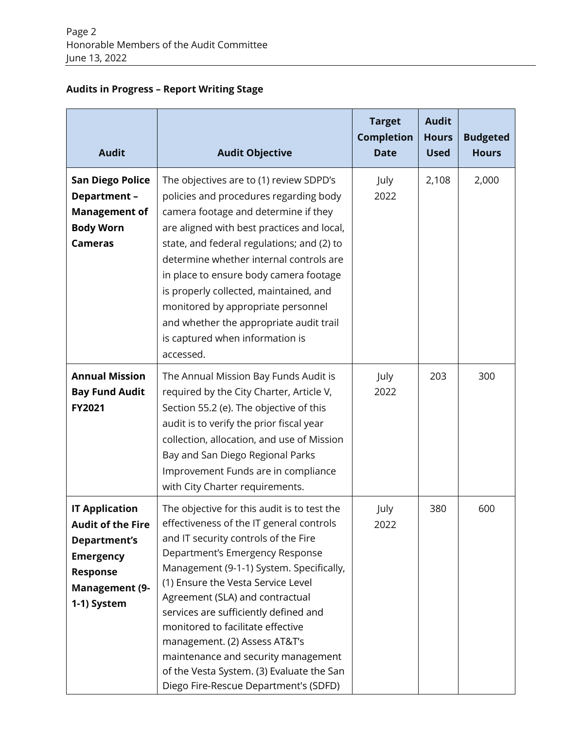**Audits in Progress – Report Writing Stage**

| Audit | Audit Objective | Target Completion Date | Audit Hours Used | Budgeted Hours |
|---|---|---|---|---|
| **San Diego Police Department – Management of Body Worn Cameras** | The objectives are to (1) review SDPD's policies and procedures regarding body camera footage and determine if they are aligned with best practices and local, state, and federal regulations; and (2) to determine whether internal controls are in place to ensure body camera footage is properly collected, maintained, and monitored by appropriate personnel and whether the appropriate audit trail is captured when information is accessed. | July 2022 | 2,108 | 2,000 |
| **Annual Mission Bay Fund Audit FY2021** | The Annual Mission Bay Funds Audit is required by the City Charter, Article V, Section 55.2 (e). The objective of this audit is to verify the prior fiscal year collection, allocation, and use of Mission Bay and San Diego Regional Parks Improvement Funds are in compliance with City Charter requirements. | July 2022 | 203 | 300 |
| **IT Application Audit of the Fire Department's Emergency Response Management (9-1-1) System** | The objective for this audit is to test the effectiveness of the IT general controls and IT security controls of the Fire Department's Emergency Response Management (9-1-1) System. Specifically, (1) Ensure the Vesta Service Level Agreement (SLA) and contractual services are sufficiently defined and monitored to facilitate effective management. (2) Assess AT&T's maintenance and security management of the Vesta System. (3) Evaluate the San Diego Fire-Rescue Department's (SDFD) | July 2022 | 380 | 600 |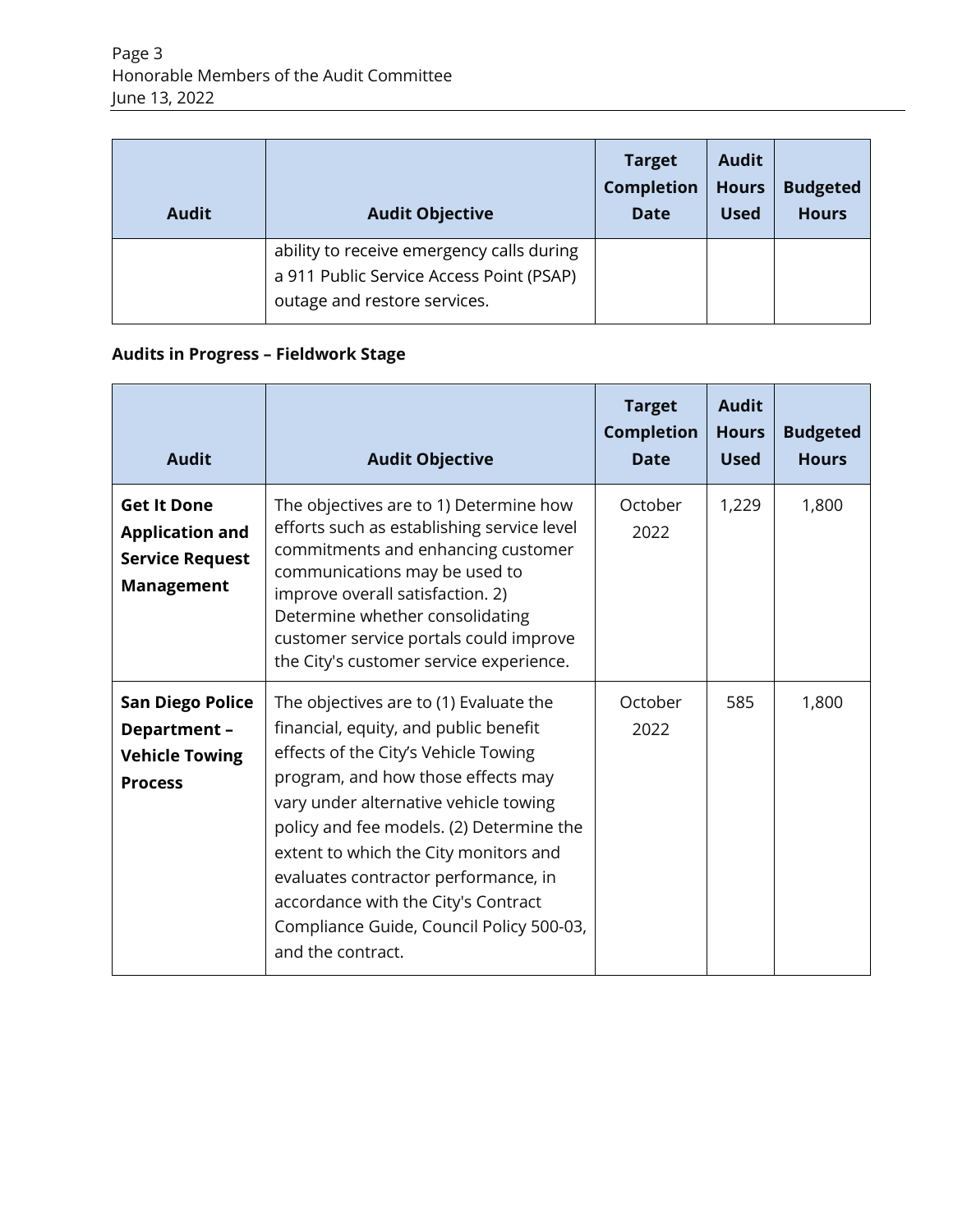| Audit | Audit Objective | Target Completion Date | Audit Hours Used | Budgeted Hours |
|---|---|---|---|---|
| | ability to receive emergency calls during a 911 Public Service Access Point (PSAP) outage and restore services. | | | |

**Audits in Progress – Fieldwork Stage**

| Audit | Audit Objective | Target Completion Date | Audit Hours Used | Budgeted Hours |
|---|---|---|---|---|
| **Get It Done Application and Service Request Management** | The objectives are to 1) Determine how efforts such as establishing service level commitments and enhancing customer communications may be used to improve overall satisfaction. 2) Determine whether consolidating customer service portals could improve the City's customer service experience. | October 2022 | 1,229 | 1,800 |
| **San Diego Police Department – Vehicle Towing Process** | The objectives are to (1) Evaluate the financial, equity, and public benefit effects of the City's Vehicle Towing program, and how those effects may vary under alternative vehicle towing policy and fee models. (2) Determine the extent to which the City monitors and evaluates contractor performance, in accordance with the City's Contract Compliance Guide, Council Policy 500-03, and the contract. | October 2022 | 585 | 1,800 |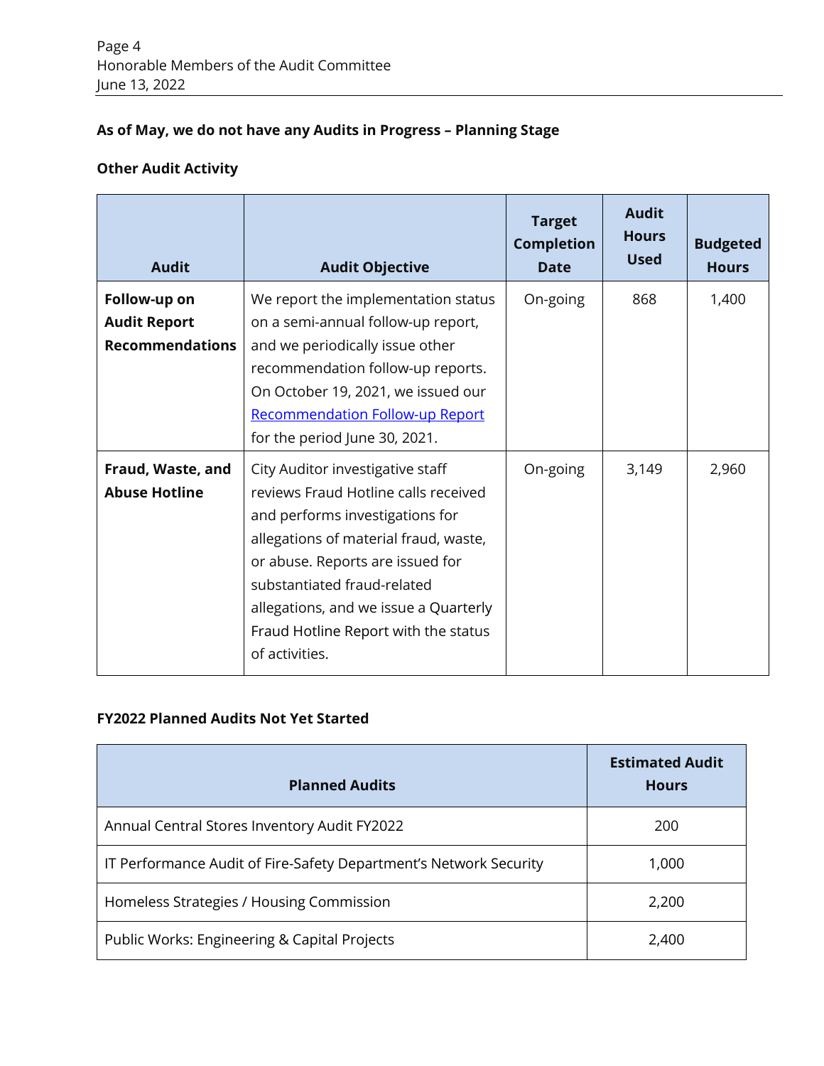**As of May, we do not have any Audits in Progress – Planning Stage**

**Other Audit Activity**

| Audit | Audit Objective | Target Completion Date | Audit Hours Used | Budgeted Hours |
|---|---|---|---|---|
| **Follow-up on Audit Report Recommendations** | We report the implementation status on a semi-annual follow-up report, and we periodically issue other recommendation follow-up reports. On October 19, 2021, we issued our Recommendation Follow-up Report for the period June 30, 2021. | On-going | 868 | 1,400 |
| **Fraud, Waste, and Abuse Hotline** | City Auditor investigative staff reviews Fraud Hotline calls received and performs investigations for allegations of material fraud, waste, or abuse. Reports are issued for substantiated fraud-related allegations, and we issue a Quarterly Fraud Hotline Report with the status of activities. | On-going | 3,149 | 2,960 |

**FY2022 Planned Audits Not Yet Started**

| Planned Audits | Estimated Audit Hours |
|---|---|
| Annual Central Stores Inventory Audit FY2022 | 200 |
| IT Performance Audit of Fire-Safety Department's Network Security | 1,000 |
| Homeless Strategies / Housing Commission | 2,200 |
| Public Works: Engineering & Capital Projects | 2,400 |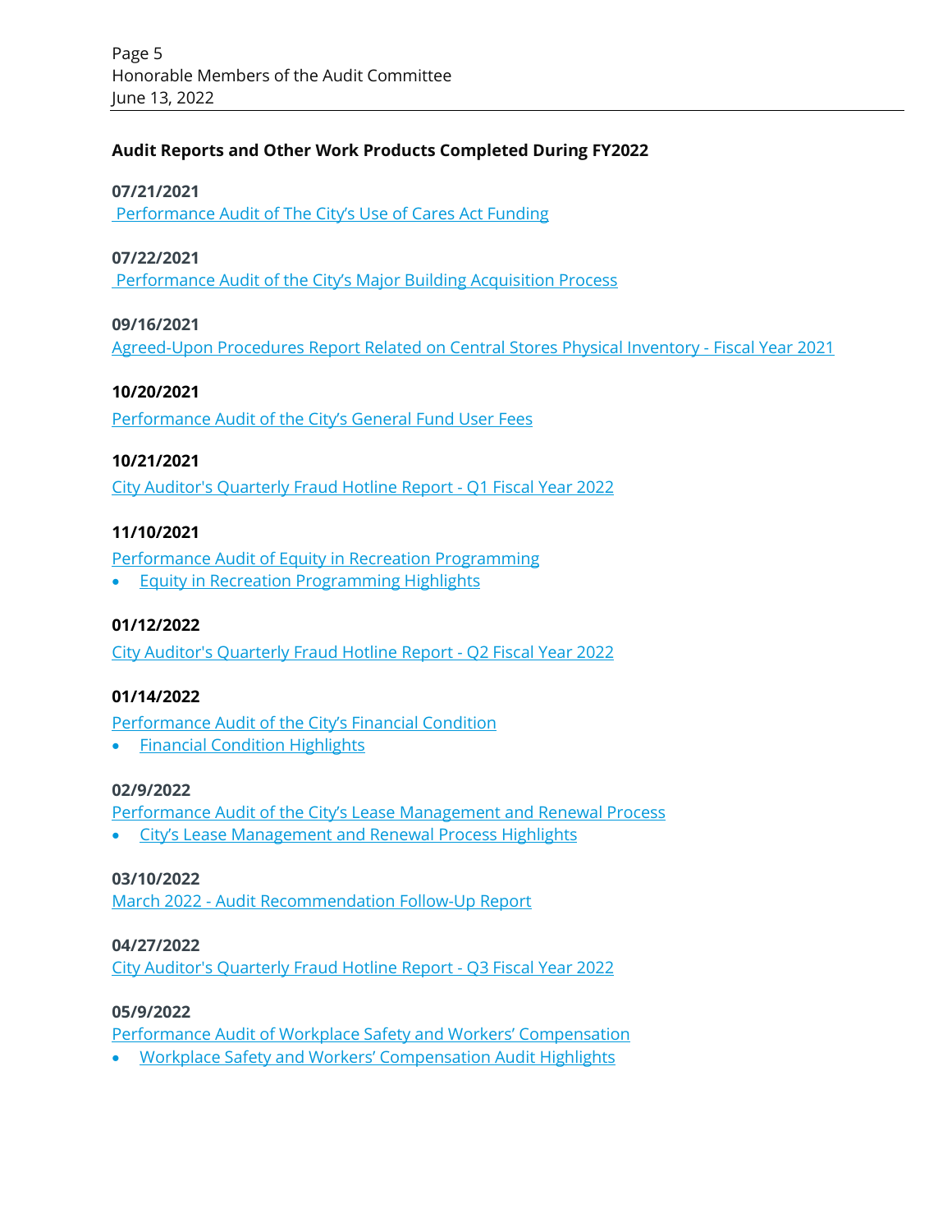**Audit Reports and Other Work Products Completed During FY2022**

**07/21/2021**
Performance Audit of The City's Use of Cares Act Funding

**07/22/2021**
Performance Audit of the City's Major Building Acquisition Process

**09/16/2021**
Agreed-Upon Procedures Report Related on Central Stores Physical Inventory - Fiscal Year 2021

**10/20/2021**
Performance Audit of the City's General Fund User Fees

**10/21/2021**
City Auditor's Quarterly Fraud Hotline Report - Q1 Fiscal Year 2022

**11/10/2021**
Performance Audit of Equity in Recreation Programming

- Equity in Recreation Programming Highlights

**01/12/2022**
City Auditor's Quarterly Fraud Hotline Report - Q2 Fiscal Year 2022

**01/14/2022**
Performance Audit of the City's Financial Condition

- Financial Condition Highlights

**02/9/2022**
Performance Audit of the City's Lease Management and Renewal Process

- City's Lease Management and Renewal Process Highlights

**03/10/2022**
March 2022 - Audit Recommendation Follow-Up Report

**04/27/2022**
City Auditor's Quarterly Fraud Hotline Report - Q3 Fiscal Year 2022

**05/9/2022**
Performance Audit of Workplace Safety and Workers' Compensation

- Workplace Safety and Workers' Compensation Audit Highlights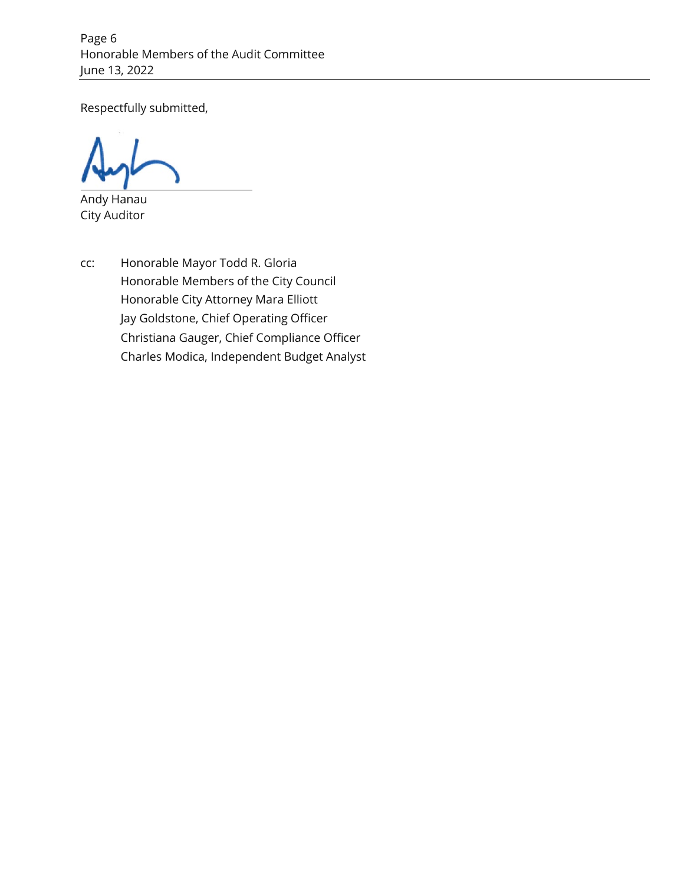Respectfully submitted,

Andy Hanau
City Auditor

cc: Honorable Mayor Todd R. Gloria
Honorable Members of the City Council
Honorable City Attorney Mara Elliott
Jay Goldstone, Chief Operating Officer
Christiana Gauger, Chief Compliance Officer
Charles Modica, Independent Budget Analyst